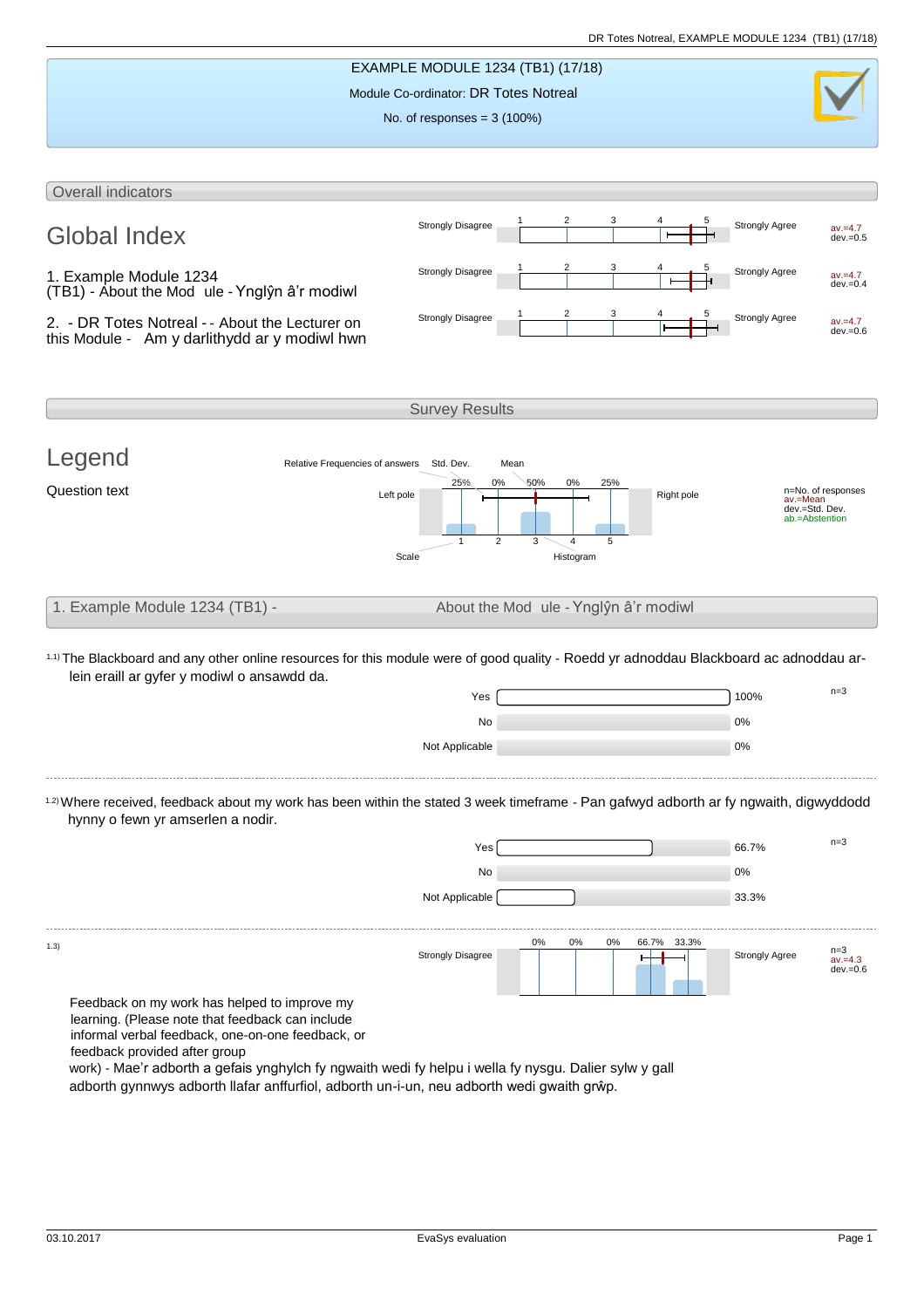# EXAMPLE MODULE 1234 (TB1) (17/18)

Module Co-ordinator: DR Totes Notreal

No. of responses = 3 (100%)

## Overall indicators

### Global Index

| | Left pole | Right pole | |
|---|---|---|---|
| Global Index | Strongly Disagree | Strongly Agree | av.=4.7 dev.=0.5 |
| 1. Example Module 1234 (TB1) - About the Mod ule - Ynglŷn â'r modiwl | Strongly Disagree | Strongly Agree | av.=4.7 dev.=0.4 |
| 2. - DR Totes Notreal - - About the Lecturer on this Module - Am y darlithydd ar y modiwl hwn | Strongly Disagree | Strongly Agree | av.=4.7 dev.=0.6 |

## Survey Results

### Legend

Question text

Relative Frequencies of answers — Std. Dev. — Mean

Left pole — 25% / 0% / 50% / 0% / 25% — Right pole

Scale: 1, 2, 3, 4, 5 — Histogram

n=No. of responses
av.=Mean
dev.=Std. Dev.
ab.=Abstention

## 1. Example Module 1234 (TB1) - About the Mod ule - Ynglŷn â'r modiwl

1.1) The Blackboard and any other online resources for this module were of good quality - Roedd yr adnoddau Blackboard ac adnoddau ar-lein eraill ar gyfer y modiwl o ansawdd da.

| Answer | % |
|---|---|
| Yes | 100% |
| No | 0% |
| Not Applicable | 0% |

n=3

1.2) Where received, feedback about my work has been within the stated 3 week timeframe - Pan gafwyd adborth ar fy ngwaith, digwyddodd hynny o fewn yr amserlen a nodir.

| Answer | % |
|---|---|
| Yes | 66.7% |
| No | 0% |
| Not Applicable | 33.3% |

n=3

1.3) Feedback on my work has helped to improve my learning. (Please note that feedback can include informal verbal feedback, one-on-one feedback, or feedback provided after group work) - Mae'r adborth a gefais ynghylch fy ngwaith wedi fy helpu i wella fy nysgu. Dalier sylw y gall adborth gynnwys adborth llafar anffurfiol, adborth un-i-un, neu adborth wedi gwaith grŵp.

| Strongly Disagree | 1 | 2 | 3 | 4 | 5 | Strongly Agree |
|---|---|---|---|---|---|---|
| | 0% | 0% | 0% | 66.7% | 33.3% | |

n=3
av.=4.3
dev.=0.6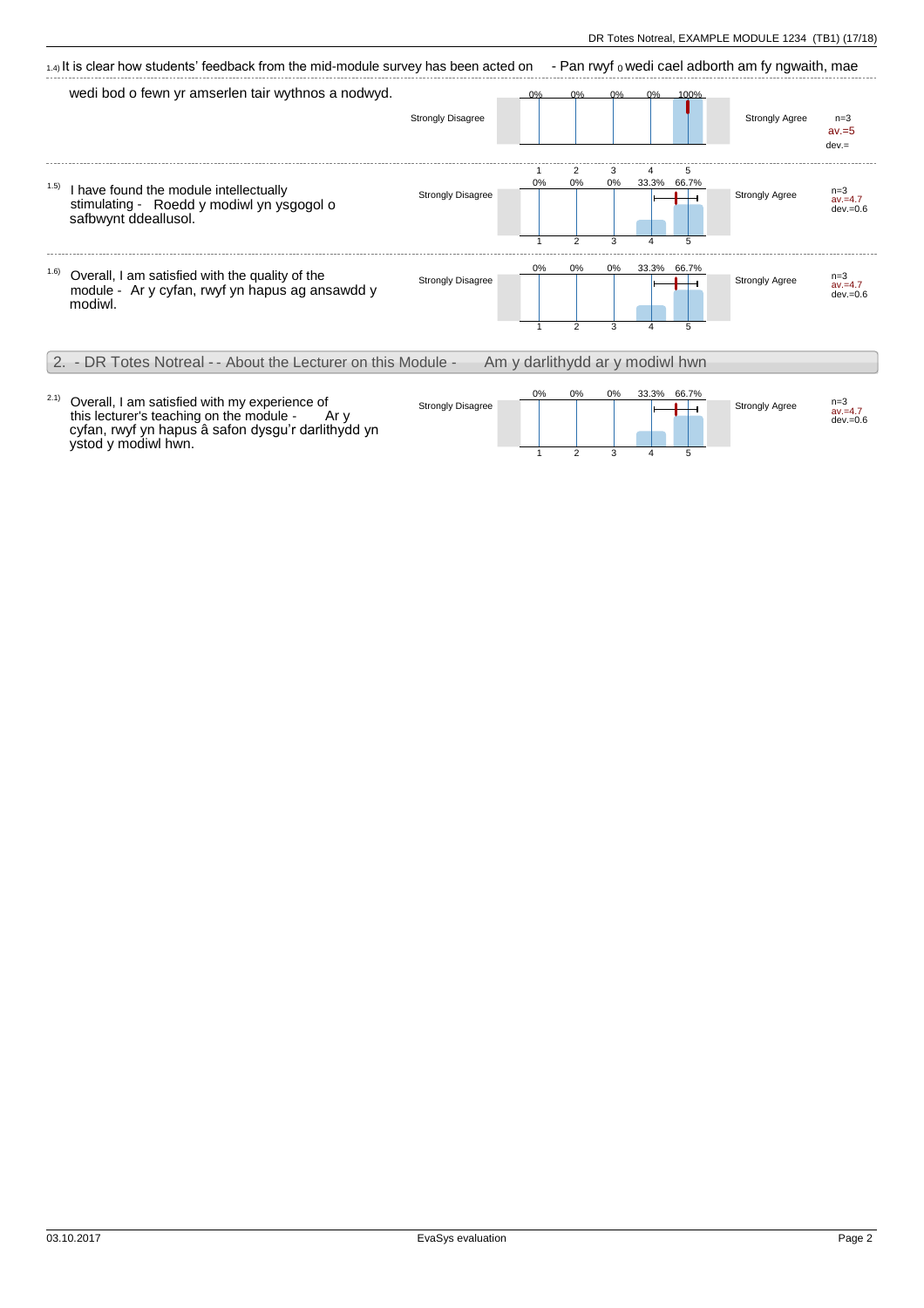1.4) It is clear how students' feedback from the mid-module survey has been acted on - Pan rwyf 0 wedi cael adborth am fy ngwaith, mae wedi bod o fewn yr amserlen tair wythnos a nodwyd.

| | 1 | 2 | 3 | 4 | 5 | | |
|---|---|---|---|---|---|---|---|
| Strongly Disagree | 0% | 0% | 0% | 0% | 100% | Strongly Agree | n=3 av.=5 dev.= |

1.5) I have found the module intellectually stimulating - Roedd y modiwl yn ysgogol o safbwynt ddeallusol.

| | 1 | 2 | 3 | 4 | 5 | | |
|---|---|---|---|---|---|---|---|
| Strongly Disagree | 0% | 0% | 0% | 33.3% | 66.7% | Strongly Agree | n=3 av.=4.7 dev.=0.6 |

1.6) Overall, I am satisfied with the quality of the module - Ar y cyfan, rwyf yn hapus ag ansawdd y modiwl.

| | 1 | 2 | 3 | 4 | 5 | | |
|---|---|---|---|---|---|---|---|
| Strongly Disagree | 0% | 0% | 0% | 33.3% | 66.7% | Strongly Agree | n=3 av.=4.7 dev.=0.6 |

## 2. - DR Totes Notreal - - About the Lecturer on this Module - Am y darlithydd ar y modiwl hwn

2.1) Overall, I am satisfied with my experience of this lecturer's teaching on the module - Ar y cyfan, rwyf yn hapus â safon dysgu'r darlithydd yn ystod y modiwl hwn.

| | 1 | 2 | 3 | 4 | 5 | | |
|---|---|---|---|---|---|---|---|
| Strongly Disagree | 0% | 0% | 0% | 33.3% | 66.7% | Strongly Agree | n=3 av.=4.7 dev.=0.6 |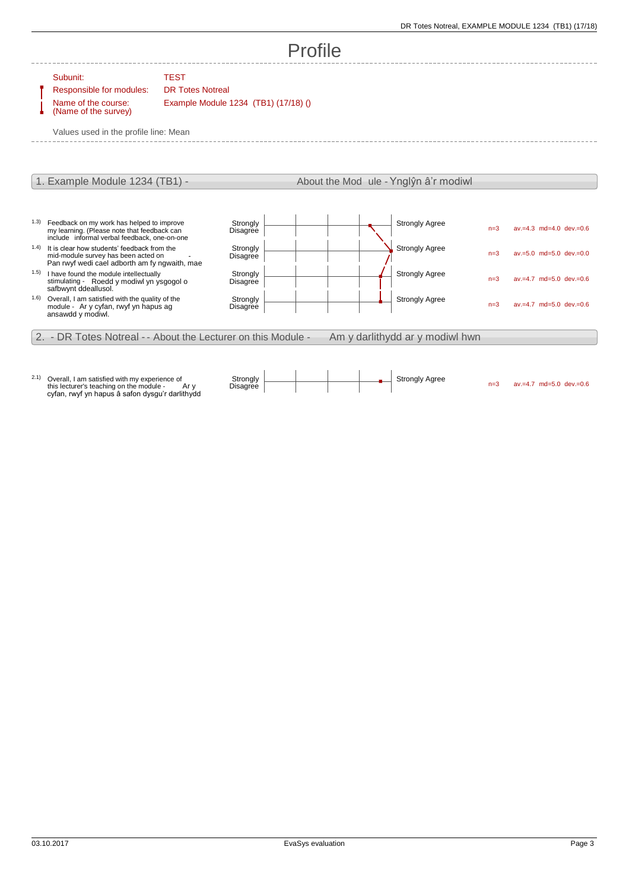# Profile

| | |
|---|---|
| Subunit: | TEST |
| Responsible for modules: | DR Totes Notreal |
| Name of the course: (Name of the survey) | Example Module 1234 (TB1) (17/18) () |

Values used in the profile line: Mean

## 1. Example Module 1234 (TB1) - About the Mod ule - Ynglŷn â'r modiwl

| | Question | Left pole | Right pole | n | Statistics |
|---|---|---|---|---|---|
| 1.3) | Feedback on my work has helped to improve my learning. (Please note that feedback can include informal verbal feedback, one-on-one | Strongly Disagree | Strongly Agree | n=3 | av.=4.3 md=4.0 dev.=0.6 |
| 1.4) | It is clear how students' feedback from the mid-module survey has been acted on - Pan rwyf wedi cael adborth am fy ngwaith, mae | Strongly Disagree | Strongly Agree | n=3 | av.=5.0 md=5.0 dev.=0.0 |
| 1.5) | I have found the module intellectually stimulating - Roedd y modiwl yn ysgogol o safbwynt ddeallusol. | Strongly Disagree | Strongly Agree | n=3 | av.=4.7 md=5.0 dev.=0.6 |
| 1.6) | Overall, I am satisfied with the quality of the module - Ar y cyfan, rwyf yn hapus ag ansawdd y modiwl. | Strongly Disagree | Strongly Agree | n=3 | av.=4.7 md=5.0 dev.=0.6 |

## 2. - DR Totes Notreal - - About the Lecturer on this Module - Am y darlithydd ar y modiwl hwn

| | Question | Left pole | Right pole | n | Statistics |
|---|---|---|---|---|---|
| 2.1) | Overall, I am satisfied with my experience of this lecturer's teaching on the module - Ar y cyfan, rwyf yn hapus â safon dysgu'r darlithydd | Strongly Disagree | Strongly Agree | n=3 | av.=4.7 md=5.0 dev.=0.6 |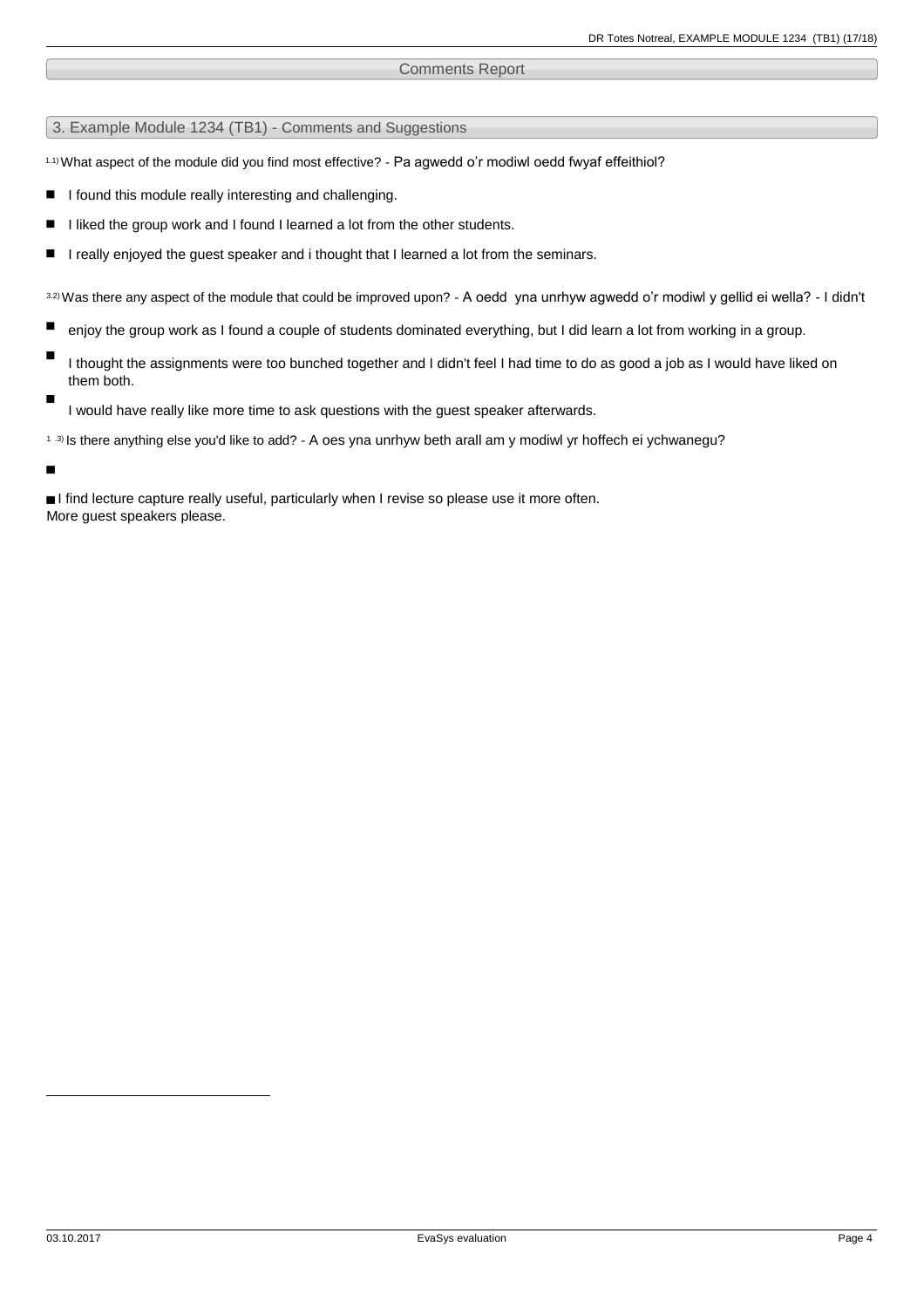## Comments Report

### 3. Example Module 1234 (TB1) - Comments and Suggestions

1.1) What aspect of the module did you find most effective? - Pa agwedd o'r modiwl oedd fwyaf effeithiol?

- I found this module really interesting and challenging.
- I liked the group work and I found I learned a lot from the other students.
- I really enjoyed the guest speaker and i thought that I learned a lot from the seminars.

3.2) Was there any aspect of the module that could be improved upon? - A oedd yna unrhyw agwedd o'r modiwl y gellid ei wella? - I didn't

- enjoy the group work as I found a couple of students dominated everything, but I did learn a lot from working in a group.
- I thought the assignments were too bunched together and I didn't feel I had time to do as good a job as I would have liked on them both.
- I would have really like more time to ask questions with the guest speaker afterwards.

1 .3) Is there anything else you'd like to add? - A oes yna unrhyw beth arall am y modiwl yr hoffech ei ychwanegu?

- 
- I find lecture capture really useful, particularly when I revise so please use it more often.
More guest speakers please.